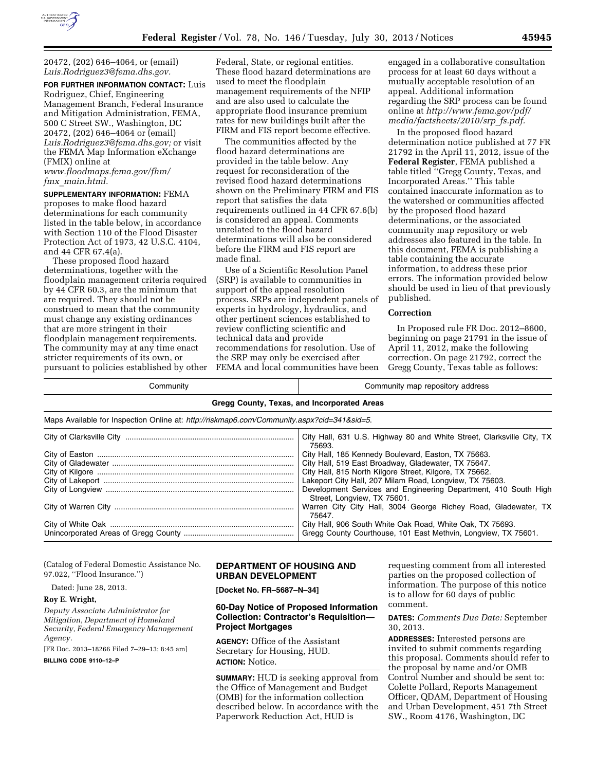20472, (202) 646–4064, or (email) *Luis.Rodriguez3@fema.dhs.gov.*

**FOR FURTHER INFORMATION CONTACT:** Luis Rodriguez, Chief, Engineering Management Branch, Federal Insurance and Mitigation Administration, FEMA, 500 C Street SW., Washington, DC 20472, (202) 646–4064 or (email) *Luis.Rodriguez3@fema.dhs.gov;* or visit the FEMA Map Information eXchange (FMIX) online at *www.floodmaps.fema.gov/fhm/fmx_main.html.*

**SUPPLEMENTARY INFORMATION:** FEMA proposes to make flood hazard determinations for each community listed in the table below, in accordance with Section 110 of the Flood Disaster Protection Act of 1973, 42 U.S.C. 4104, and 44 CFR 67.4(a).

These proposed flood hazard determinations, together with the floodplain management criteria required by 44 CFR 60.3, are the minimum that are required. They should not be construed to mean that the community must change any existing ordinances that are more stringent in their floodplain management requirements. The community may at any time enact stricter requirements of its own, or pursuant to policies established by other Federal, State, or regional entities. These flood hazard determinations are used to meet the floodplain management requirements of the NFIP and are also used to calculate the appropriate flood insurance premium rates for new buildings built after the FIRM and FIS report become effective.

The communities affected by the flood hazard determinations are provided in the table below. Any request for reconsideration of the revised flood hazard determinations shown on the Preliminary FIRM and FIS report that satisfies the data requirements outlined in 44 CFR 67.6(b) is considered an appeal. Comments unrelated to the flood hazard determinations will also be considered before the FIRM and FIS report are made final.

Use of a Scientific Resolution Panel (SRP) is available to communities in support of the appeal resolution process. SRPs are independent panels of experts in hydrology, hydraulics, and other pertinent sciences established to review conflicting scientific and technical data and provide recommendations for resolution. Use of the SRP may only be exercised after FEMA and local communities have been engaged in a collaborative consultation process for at least 60 days without a mutually acceptable resolution of an appeal. Additional information regarding the SRP process can be found online at *http://www.fema.gov/pdf/media/factsheets/2010/srp_fs.pdf.*

In the proposed flood hazard determination notice published at 77 FR 21792 in the April 11, 2012, issue of the **Federal Register**, FEMA published a table titled ''Gregg County, Texas, and Incorporated Areas.'' This table contained inaccurate information as to the watershed or communities affected by the proposed flood hazard determinations, or the associated community map repository or web addresses also featured in the table. In this document, FEMA is publishing a table containing the accurate information, to address these prior errors. The information provided below should be used in lieu of that previously published.

**Correction**

In Proposed rule FR Doc. 2012–8600, beginning on page 21791 in the issue of April 11, 2012, make the following correction. On page 21792, correct the Gregg County, Texas table as follows:

| Community | Community map repository address |
|---|---|
| **Gregg County, Texas, and Incorporated Areas** | |
| Maps Available for Inspection Online at: *http://riskmap6.com/Community.aspx?cid=341&sid=5.* | |
| City of Clarksville City | City Hall, 631 U.S. Highway 80 and White Street, Clarksville City, TX 75693. |
| City of Easton | City Hall, 185 Kennedy Boulevard, Easton, TX 75663. |
| City of Gladewater | City Hall, 519 East Broadway, Gladewater, TX 75647. |
| City of Kilgore | City Hall, 815 North Kilgore Street, Kilgore, TX 75662. |
| City of Lakeport | Lakeport City Hall, 207 Milam Road, Longview, TX 75603. |
| City of Longview | Development Services and Engineering Department, 410 South High Street, Longview, TX 75601. |
| City of Warren City | Warren City City Hall, 3004 George Richey Road, Gladewater, TX 75647. |
| City of White Oak | City Hall, 906 South White Oak Road, White Oak, TX 75693. |
| Unincorporated Areas of Gregg County | Gregg County Courthouse, 101 East Methvin, Longview, TX 75601. |

(Catalog of Federal Domestic Assistance No. 97.022, ''Flood Insurance.'')

Dated: June 28, 2013.

**Roy E. Wright,**

*Deputy Associate Administrator for Mitigation, Department of Homeland Security, Federal Emergency Management Agency.*

[FR Doc. 2013–18266 Filed 7–29–13; 8:45 am]

**BILLING CODE 9110–12–P**

## DEPARTMENT OF HOUSING AND URBAN DEVELOPMENT

**[Docket No. FR–5687–N–34]**

### 60-Day Notice of Proposed Information Collection: Contractor's Requisition—Project Mortgages

**AGENCY:** Office of the Assistant Secretary for Housing, HUD.

**ACTION:** Notice.

**SUMMARY:** HUD is seeking approval from the Office of Management and Budget (OMB) for the information collection described below. In accordance with the Paperwork Reduction Act, HUD is requesting comment from all interested parties on the proposed collection of information. The purpose of this notice is to allow for 60 days of public comment.

**DATES:** *Comments Due Date:* September 30, 2013.

**ADDRESSES:** Interested persons are invited to submit comments regarding this proposal. Comments should refer to the proposal by name and/or OMB Control Number and should be sent to: Colette Pollard, Reports Management Officer, QDAM, Department of Housing and Urban Development, 451 7th Street SW., Room 4176, Washington, DC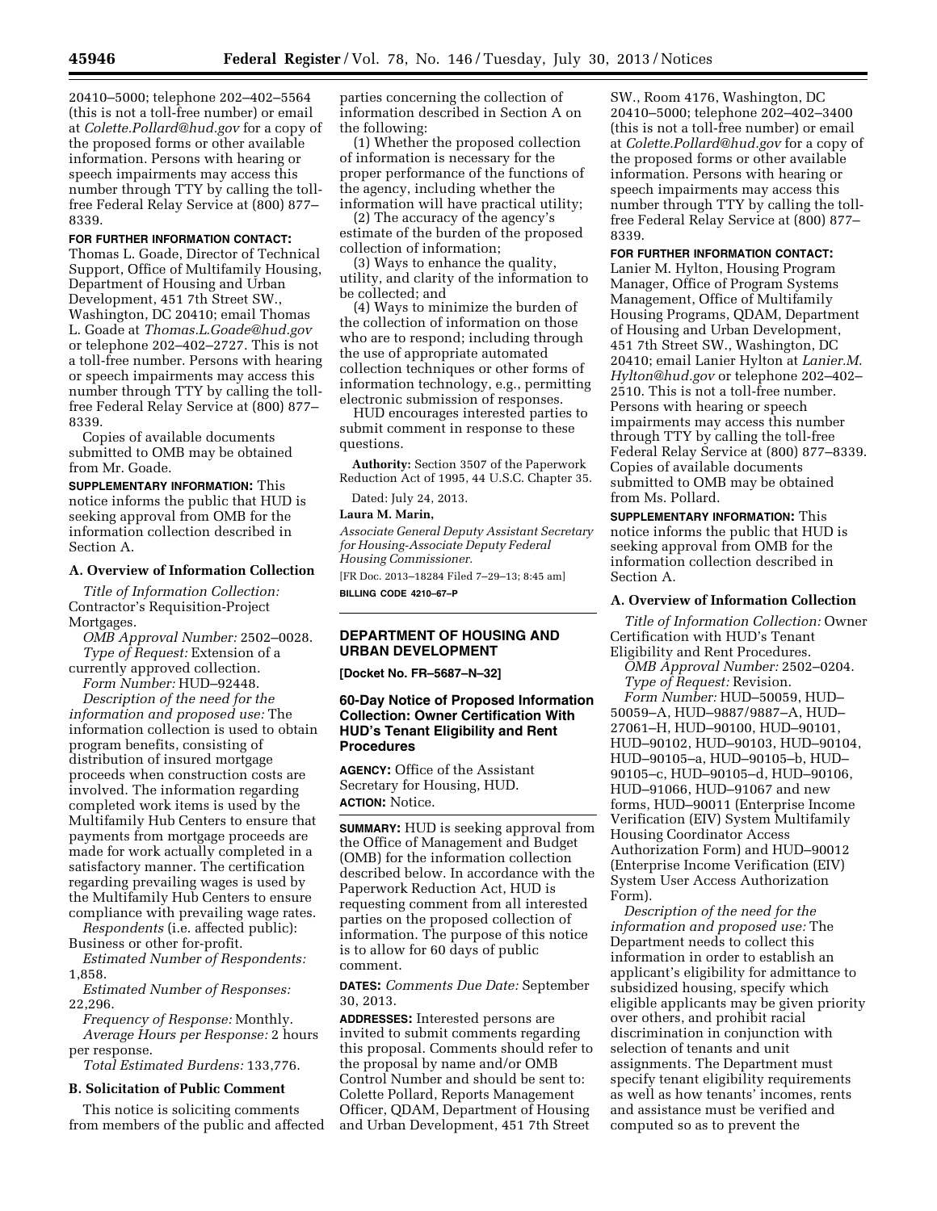20410–5000; telephone 202–402–5564 (this is not a toll-free number) or email at *Colette.Pollard@hud.gov* for a copy of the proposed forms or other available information. Persons with hearing or speech impairments may access this number through TTY by calling the toll-free Federal Relay Service at (800) 877–8339.

**FOR FURTHER INFORMATION CONTACT:** Thomas L. Goade, Director of Technical Support, Office of Multifamily Housing, Department of Housing and Urban Development, 451 7th Street SW., Washington, DC 20410; email Thomas L. Goade at *Thomas.L.Goade@hud.gov* or telephone 202–402–2727. This is not a toll-free number. Persons with hearing or speech impairments may access this number through TTY by calling the toll-free Federal Relay Service at (800) 877–8339.

Copies of available documents submitted to OMB may be obtained from Mr. Goade.

**SUPPLEMENTARY INFORMATION:** This notice informs the public that HUD is seeking approval from OMB for the information collection described in Section A.

## A. Overview of Information Collection

*Title of Information Collection:* Contractor's Requisition-Project Mortgages.

*OMB Approval Number:* 2502–0028.

*Type of Request:* Extension of a currently approved collection.

*Form Number:* HUD–92448.

*Description of the need for the information and proposed use:* The information collection is used to obtain program benefits, consisting of distribution of insured mortgage proceeds when construction costs are involved. The information regarding completed work items is used by the Multifamily Hub Centers to ensure that payments from mortgage proceeds are made for work actually completed in a satisfactory manner. The certification regarding prevailing wages is used by the Multifamily Hub Centers to ensure compliance with prevailing wage rates.

*Respondents* (i.e. affected public): Business or other for-profit.

*Estimated Number of Respondents:* 1,858.

*Estimated Number of Responses:* 22,296.

*Frequency of Response:* Monthly.

*Average Hours per Response:* 2 hours per response.

*Total Estimated Burdens:* 133,776.

## B. Solicitation of Public Comment

This notice is soliciting comments from members of the public and affected parties concerning the collection of information described in Section A on the following:

(1) Whether the proposed collection of information is necessary for the proper performance of the functions of the agency, including whether the information will have practical utility;

(2) The accuracy of the agency's estimate of the burden of the proposed collection of information;

(3) Ways to enhance the quality, utility, and clarity of the information to be collected; and

(4) Ways to minimize the burden of the collection of information on those who are to respond; including through the use of appropriate automated collection techniques or other forms of information technology, e.g., permitting electronic submission of responses.

HUD encourages interested parties to submit comment in response to these questions.

**Authority:** Section 3507 of the Paperwork Reduction Act of 1995, 44 U.S.C. Chapter 35.

Dated: July 24, 2013.

**Laura M. Marin,**

*Associate General Deputy Assistant Secretary for Housing-Associate Deputy Federal Housing Commissioner.*

[FR Doc. 2013–18284 Filed 7–29–13; 8:45 am]

**BILLING CODE 4210–67–P**

---

# DEPARTMENT OF HOUSING AND URBAN DEVELOPMENT

**[Docket No. FR–5687–N–32]**

## 60-Day Notice of Proposed Information Collection: Owner Certification With HUD's Tenant Eligibility and Rent Procedures

**AGENCY:** Office of the Assistant Secretary for Housing, HUD.

**ACTION:** Notice.

**SUMMARY:** HUD is seeking approval from the Office of Management and Budget (OMB) for the information collection described below. In accordance with the Paperwork Reduction Act, HUD is requesting comment from all interested parties on the proposed collection of information. The purpose of this notice is to allow for 60 days of public comment.

**DATES:** *Comments Due Date:* September 30, 2013.

**ADDRESSES:** Interested persons are invited to submit comments regarding this proposal. Comments should refer to the proposal by name and/or OMB Control Number and should be sent to: Colette Pollard, Reports Management Officer, QDAM, Department of Housing and Urban Development, 451 7th Street SW., Room 4176, Washington, DC 20410–5000; telephone 202–402–3400 (this is not a toll-free number) or email at *Colette.Pollard@hud.gov* for a copy of the proposed forms or other available information. Persons with hearing or speech impairments may access this number through TTY by calling the toll-free Federal Relay Service at (800) 877–8339.

**FOR FURTHER INFORMATION CONTACT:** Lanier M. Hylton, Housing Program Manager, Office of Program Systems Management, Office of Multifamily Housing Programs, QDAM, Department of Housing and Urban Development, 451 7th Street SW., Washington, DC 20410; email Lanier Hylton at *Lanier.M.Hylton@hud.gov* or telephone 202–402–2510. This is not a toll-free number. Persons with hearing or speech impairments may access this number through TTY by calling the toll-free Federal Relay Service at (800) 877–8339. Copies of available documents submitted to OMB may be obtained from Ms. Pollard.

**SUPPLEMENTARY INFORMATION:** This notice informs the public that HUD is seeking approval from OMB for the information collection described in Section A.

## A. Overview of Information Collection

*Title of Information Collection:* Owner Certification with HUD's Tenant Eligibility and Rent Procedures.

*OMB Approval Number:* 2502–0204.

*Type of Request:* Revision.

*Form Number:* HUD–50059, HUD–50059–A, HUD–9887/9887–A, HUD–27061–H, HUD–90100, HUD–90101, HUD–90102, HUD–90103, HUD–90104, HUD–90105–a, HUD–90105–b, HUD–90105–c, HUD–90105–d, HUD–90106, HUD–91066, HUD–91067 and new forms, HUD–90011 (Enterprise Income Verification (EIV) System Multifamily Housing Coordinator Access Authorization Form) and HUD–90012 (Enterprise Income Verification (EIV) System User Access Authorization Form).

*Description of the need for the information and proposed use:* The Department needs to collect this information in order to establish an applicant's eligibility for admittance to subsidized housing, specify which eligible applicants may be given priority over others, and prohibit racial discrimination in conjunction with selection of tenants and unit assignments. The Department must specify tenant eligibility requirements as well as how tenants' incomes, rents and assistance must be verified and computed so as to prevent the